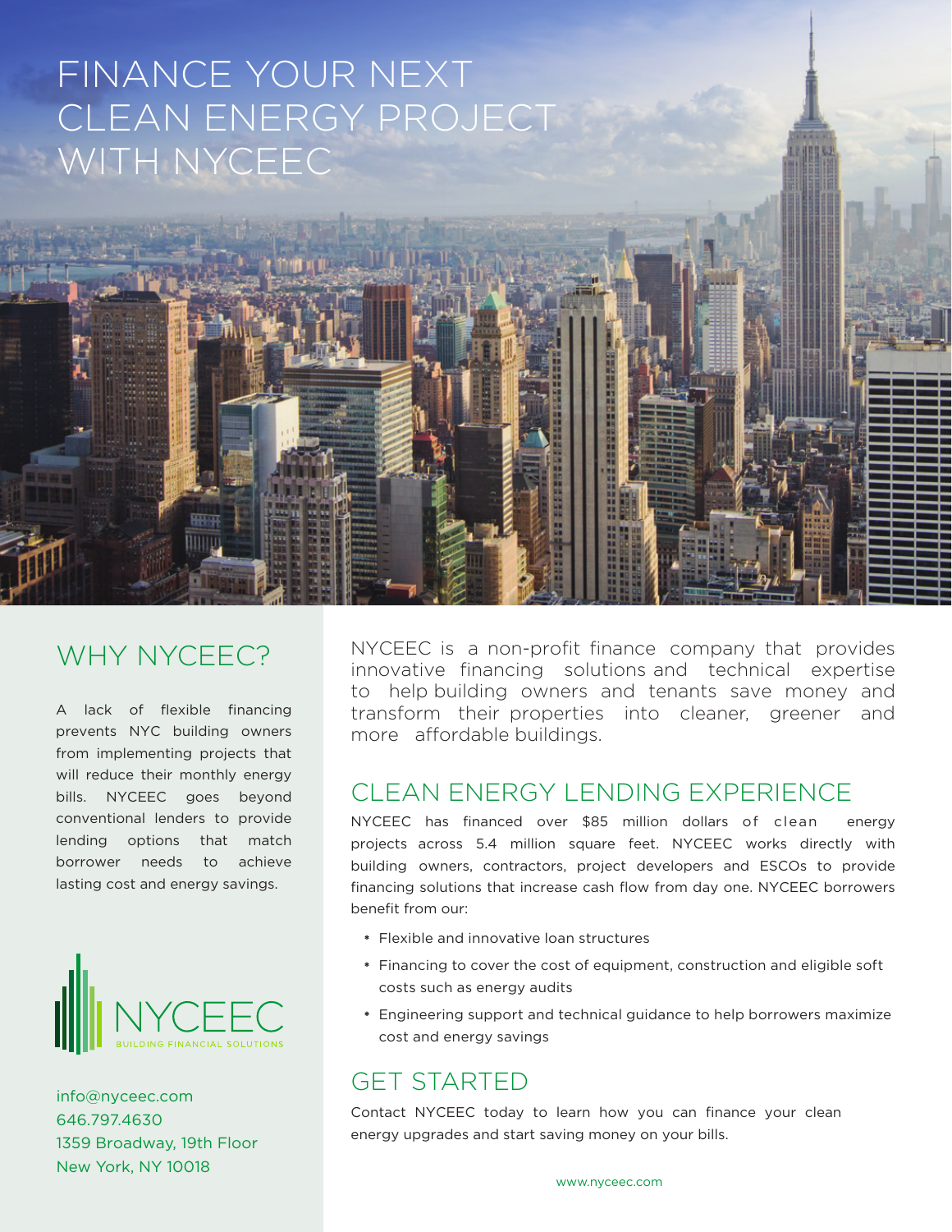# FINANCE YOUR NEXT CLEAN ENERGY PROJECT WITH NYCEEC

## WHY NYCEEC?

A lack of flexible financing prevents NYC building owners from implementing projects that will reduce their monthly energy bills. NYCEEC goes beyond conventional lenders to provide lending options that match borrower needs to achieve lasting cost and energy savings.

NYCEEC
BUILDING FINANCIAL SOLUTIONS

info@nyceec.com
646.797.4630
1359 Broadway, 19th Floor
New York, NY 10018

NYCEEC is a non-profit finance company that provides innovative financing solutions and technical expertise to help building owners and tenants save money and transform their properties into cleaner, greener and more affordable buildings.

## CLEAN ENERGY LENDING EXPERIENCE

NYCEEC has financed over $85 million dollars of clean energy projects across 5.4 million square feet. NYCEEC works directly with building owners, contractors, project developers and ESCOs to provide financing solutions that increase cash flow from day one. NYCEEC borrowers benefit from our:

- Flexible and innovative loan structures
- Financing to cover the cost of equipment, construction and eligible soft costs such as energy audits
- Engineering support and technical guidance to help borrowers maximize cost and energy savings

## GET STARTED

Contact NYCEEC today to learn how you can finance your clean energy upgrades and start saving money on your bills.

www.nyceec.com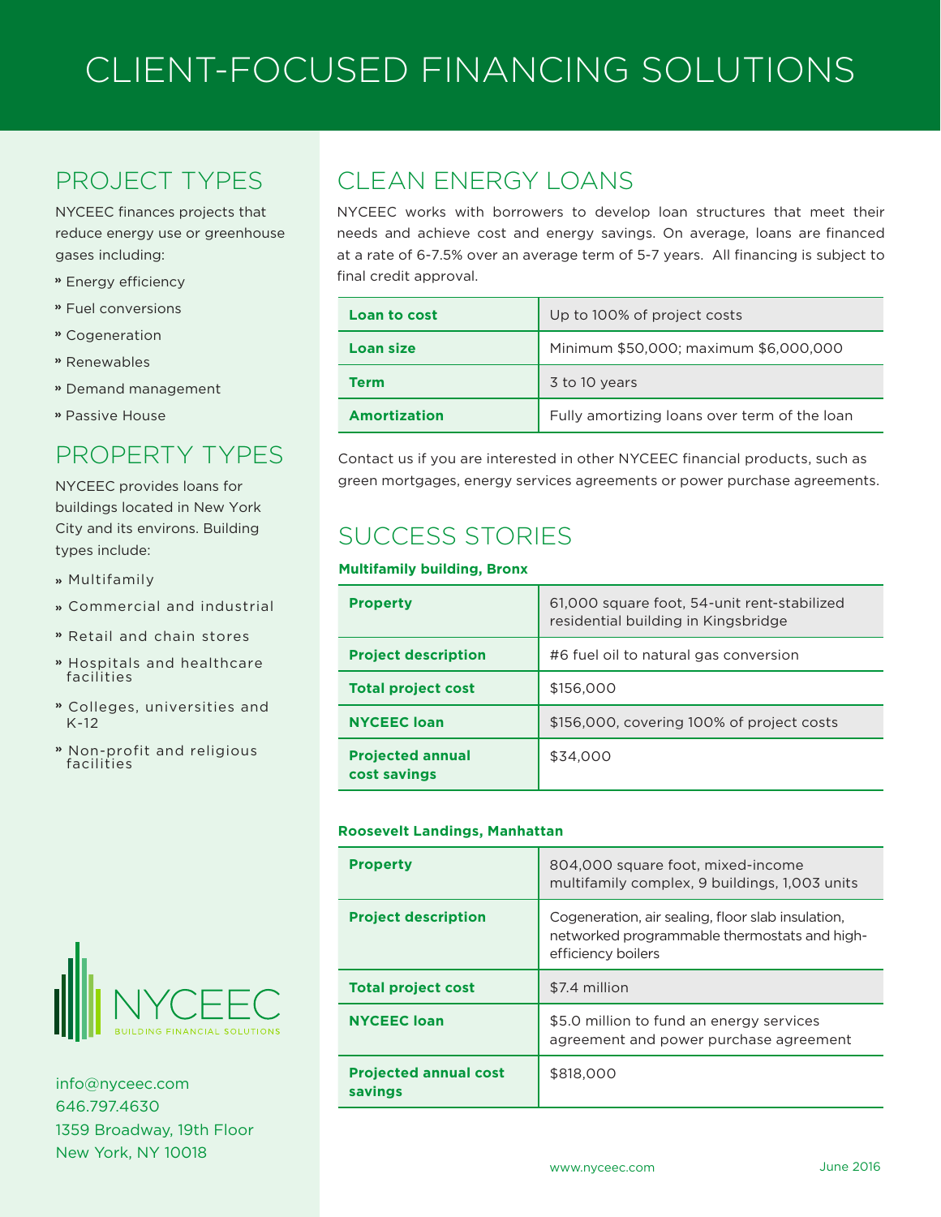// Client-Focused Financing Solutions
# CLIENT-FOCUSED FINANCING SOLUTIONS

## PROJECT TYPES

NYCEEC finances projects that reduce energy use or greenhouse gases including:

- Energy efficiency
- Fuel conversions
- Cogeneration
- Renewables
- Demand management
- Passive House

## PROPERTY TYPES

NYCEEC provides loans for buildings located in New York City and its environs. Building types include:

- Multifamily
- Commercial and industrial
- Retail and chain stores
- Hospitals and healthcare facilities
- Colleges, universities and K-12
- Non-profit and religious facilities

NYCEEC
BUILDING FINANCIAL SOLUTIONS

info@nyceec.com
646.797.4630
1359 Broadway, 19th Floor
New York, NY 10018

## CLEAN ENERGY LOANS

NYCEEC works with borrowers to develop loan structures that meet their needs and achieve cost and energy savings. On average, loans are financed at a rate of 6-7.5% over an average term of 5-7 years. All financing is subject to final credit approval.

| | |
|---|---|
| **Loan to cost** | Up to 100% of project costs |
| **Loan size** | Minimum $50,000; maximum $6,000,000 |
| **Term** | 3 to 10 years |
| **Amortization** | Fully amortizing loans over term of the loan |

Contact us if you are interested in other NYCEEC financial products, such as green mortgages, energy services agreements or power purchase agreements.

## SUCCESS STORIES

**Multifamily building, Bronx**

| | |
|---|---|
| **Property** | 61,000 square foot, 54-unit rent-stabilized residential building in Kingsbridge |
| **Project description** | #6 fuel oil to natural gas conversion |
| **Total project cost** | $156,000 |
| **NYCEEC loan** | $156,000, covering 100% of project costs |
| **Projected annual cost savings** | $34,000 |

**Roosevelt Landings, Manhattan**

| | |
|---|---|
| **Property** | 804,000 square foot, mixed-income multifamily complex, 9 buildings, 1,003 units |
| **Project description** | Cogeneration, air sealing, floor slab insulation, networked programmable thermostats and high-efficiency boilers |
| **Total project cost** | $7.4 million |
| **NYCEEC loan** | $5.0 million to fund an energy services agreement and power purchase agreement |
| **Projected annual cost savings** | $818,000 |

www.nyceec.com

June 2016